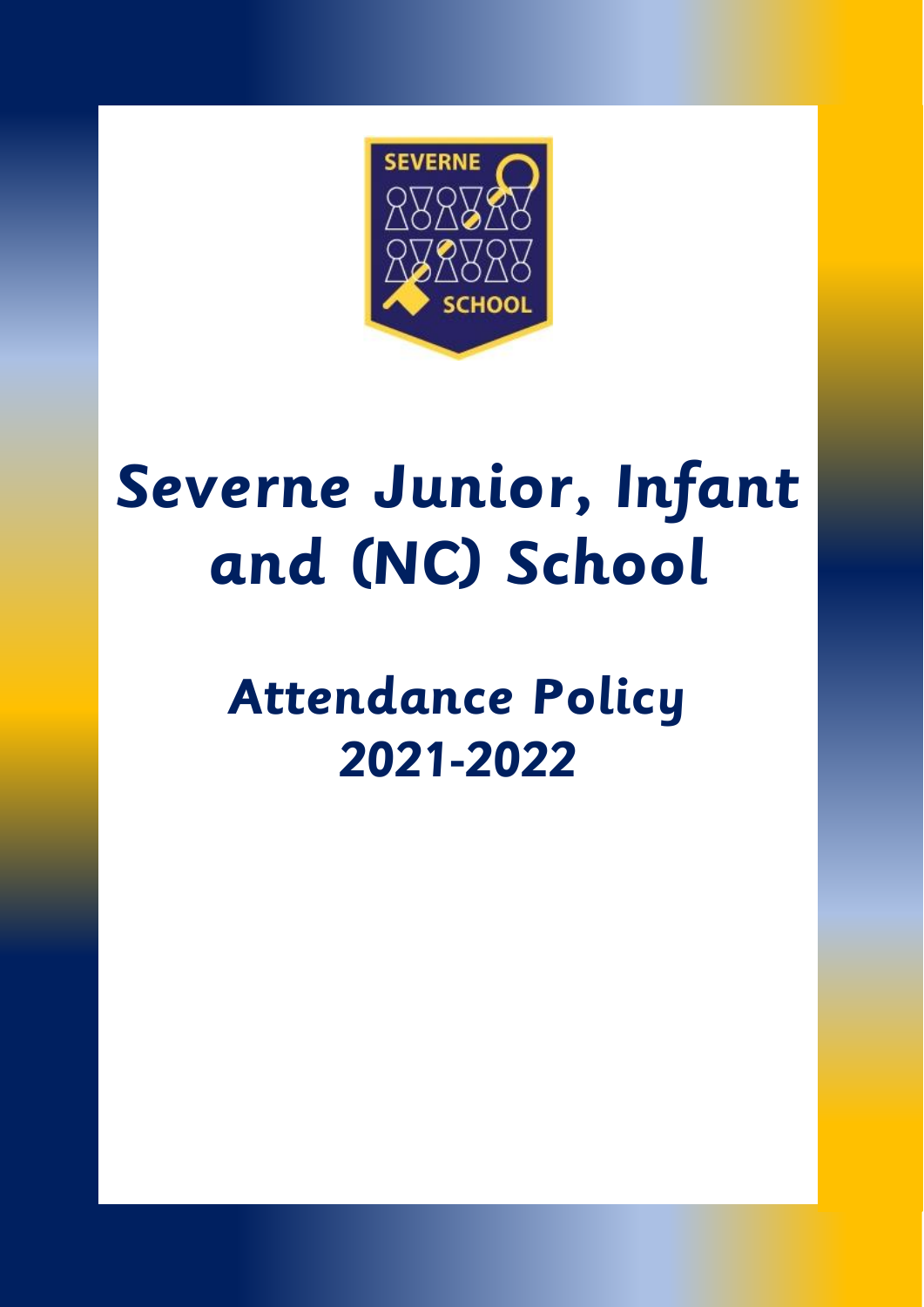# Severne Junior, Infant and (NC) School

## Attendance Policy 2021-2022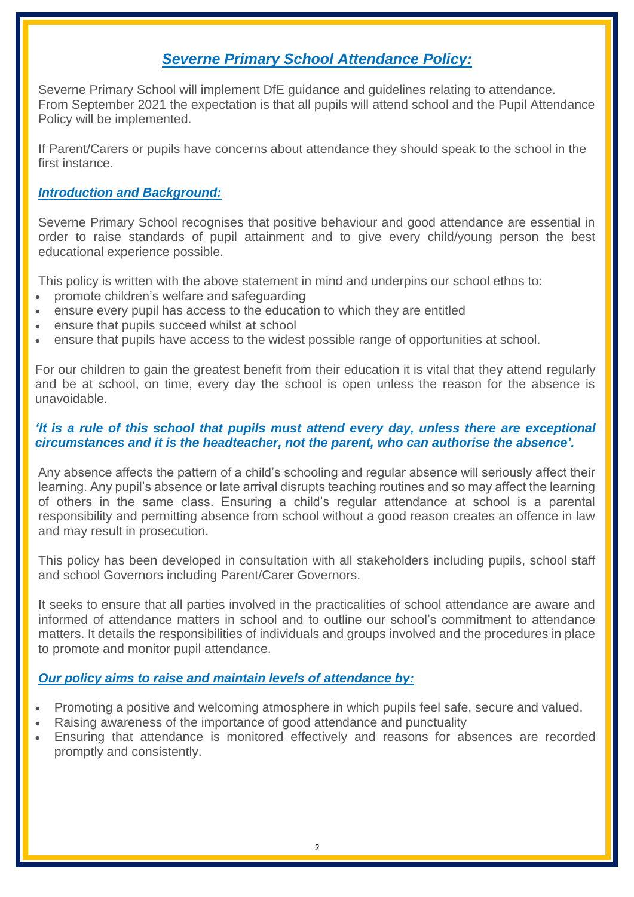# *Severne Primary School Attendance Policy:*

Severne Primary School will implement DfE guidance and guidelines relating to attendance. From September 2021 the expectation is that all pupils will attend school and the Pupil Attendance Policy will be implemented.

If Parent/Carers or pupils have concerns about attendance they should speak to the school in the first instance.

## *Introduction and Background:*

Severne Primary School recognises that positive behaviour and good attendance are essential in order to raise standards of pupil attainment and to give every child/young person the best educational experience possible.

This policy is written with the above statement in mind and underpins our school ethos to:

- promote children's welfare and safeguarding
- ensure every pupil has access to the education to which they are entitled
- ensure that pupils succeed whilst at school
- ensure that pupils have access to the widest possible range of opportunities at school.

For our children to gain the greatest benefit from their education it is vital that they attend regularly and be at school, on time, every day the school is open unless the reason for the absence is unavoidable.

***'It is a rule of this school that pupils must attend every day, unless there are exceptional circumstances and it is the headteacher, not the parent, who can authorise the absence'.***

Any absence affects the pattern of a child's schooling and regular absence will seriously affect their learning. Any pupil's absence or late arrival disrupts teaching routines and so may affect the learning of others in the same class. Ensuring a child's regular attendance at school is a parental responsibility and permitting absence from school without a good reason creates an offence in law and may result in prosecution.

This policy has been developed in consultation with all stakeholders including pupils, school staff and school Governors including Parent/Carer Governors.

It seeks to ensure that all parties involved in the practicalities of school attendance are aware and informed of attendance matters in school and to outline our school's commitment to attendance matters. It details the responsibilities of individuals and groups involved and the procedures in place to promote and monitor pupil attendance.

## *Our policy aims to raise and maintain levels of attendance by:*

- Promoting a positive and welcoming atmosphere in which pupils feel safe, secure and valued.
- Raising awareness of the importance of good attendance and punctuality
- Ensuring that attendance is monitored effectively and reasons for absences are recorded promptly and consistently.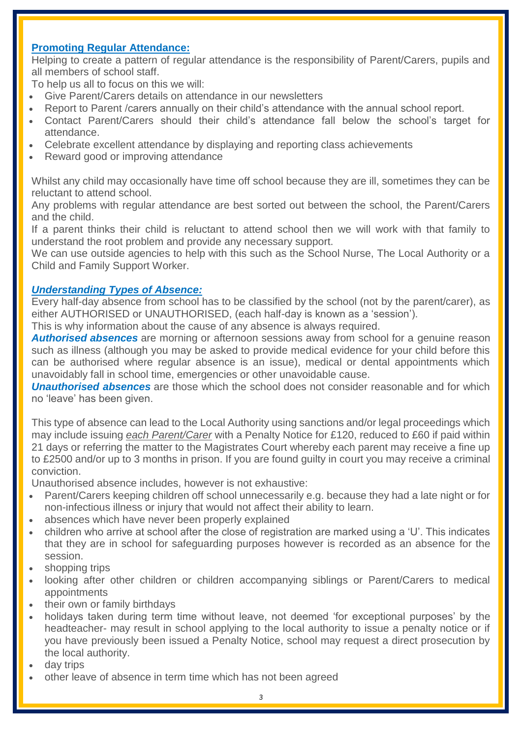## **Promoting Regular Attendance:**

Helping to create a pattern of regular attendance is the responsibility of Parent/Carers, pupils and all members of school staff.

To help us all to focus on this we will:

- Give Parent/Carers details on attendance in our newsletters
- Report to Parent /carers annually on their child's attendance with the annual school report.
- Contact Parent/Carers should their child's attendance fall below the school's target for attendance.
- Celebrate excellent attendance by displaying and reporting class achievements
- Reward good or improving attendance

Whilst any child may occasionally have time off school because they are ill, sometimes they can be reluctant to attend school.

Any problems with regular attendance are best sorted out between the school, the Parent/Carers and the child.

If a parent thinks their child is reluctant to attend school then we will work with that family to understand the root problem and provide any necessary support.

We can use outside agencies to help with this such as the School Nurse, The Local Authority or a Child and Family Support Worker.

## ***Understanding Types of Absence:***

Every half-day absence from school has to be classified by the school (not by the parent/carer), as either AUTHORISED or UNAUTHORISED, (each half-day is known as a 'session').

This is why information about the cause of any absence is always required.

***Authorised absences*** are morning or afternoon sessions away from school for a genuine reason such as illness (although you may be asked to provide medical evidence for your child before this can be authorised where regular absence is an issue), medical or dental appointments which unavoidably fall in school time, emergencies or other unavoidable cause.

***Unauthorised absences*** are those which the school does not consider reasonable and for which no 'leave' has been given.

This type of absence can lead to the Local Authority using sanctions and/or legal proceedings which may include issuing *each Parent/Carer* with a Penalty Notice for £120, reduced to £60 if paid within 21 days or referring the matter to the Magistrates Court whereby each parent may receive a fine up to £2500 and/or up to 3 months in prison. If you are found guilty in court you may receive a criminal conviction.

Unauthorised absence includes, however is not exhaustive:

- Parent/Carers keeping children off school unnecessarily e.g. because they had a late night or for non-infectious illness or injury that would not affect their ability to learn.
- absences which have never been properly explained
- children who arrive at school after the close of registration are marked using a 'U'. This indicates that they are in school for safeguarding purposes however is recorded as an absence for the session.
- shopping trips
- looking after other children or children accompanying siblings or Parent/Carers to medical appointments
- their own or family birthdays
- holidays taken during term time without leave, not deemed 'for exceptional purposes' by the headteacher- may result in school applying to the local authority to issue a penalty notice or if you have previously been issued a Penalty Notice, school may request a direct prosecution by the local authority.
- day trips
- other leave of absence in term time which has not been agreed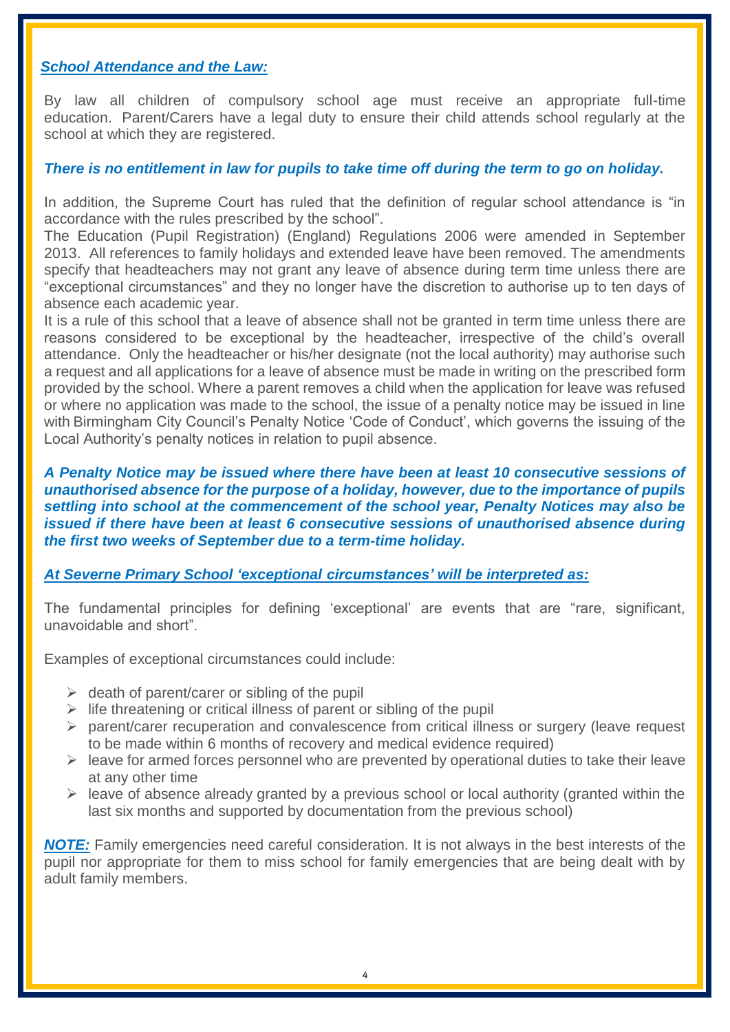***School Attendance and the Law:***

By law all children of compulsory school age must receive an appropriate full-time education. Parent/Carers have a legal duty to ensure their child attends school regularly at the school at which they are registered.

***There is no entitlement in law for pupils to take time off during the term to go on holiday.***

In addition, the Supreme Court has ruled that the definition of regular school attendance is "in accordance with the rules prescribed by the school".

The Education (Pupil Registration) (England) Regulations 2006 were amended in September 2013. All references to family holidays and extended leave have been removed. The amendments specify that headteachers may not grant any leave of absence during term time unless there are "exceptional circumstances" and they no longer have the discretion to authorise up to ten days of absence each academic year.

It is a rule of this school that a leave of absence shall not be granted in term time unless there are reasons considered to be exceptional by the headteacher, irrespective of the child's overall attendance. Only the headteacher or his/her designate (not the local authority) may authorise such a request and all applications for a leave of absence must be made in writing on the prescribed form provided by the school. Where a parent removes a child when the application for leave was refused or where no application was made to the school, the issue of a penalty notice may be issued in line with Birmingham City Council's Penalty Notice 'Code of Conduct', which governs the issuing of the Local Authority's penalty notices in relation to pupil absence.

***A Penalty Notice may be issued where there have been at least 10 consecutive sessions of unauthorised absence for the purpose of a holiday, however, due to the importance of pupils settling into school at the commencement of the school year, Penalty Notices may also be issued if there have been at least 6 consecutive sessions of unauthorised absence during the first two weeks of September due to a term-time holiday.***

***At Severne Primary School 'exceptional circumstances' will be interpreted as:***

The fundamental principles for defining 'exceptional' are events that are "rare, significant, unavoidable and short".

Examples of exceptional circumstances could include:

- death of parent/carer or sibling of the pupil
- life threatening or critical illness of parent or sibling of the pupil
- parent/carer recuperation and convalescence from critical illness or surgery (leave request to be made within 6 months of recovery and medical evidence required)
- leave for armed forces personnel who are prevented by operational duties to take their leave at any other time
- leave of absence already granted by a previous school or local authority (granted within the last six months and supported by documentation from the previous school)

***NOTE:*** Family emergencies need careful consideration. It is not always in the best interests of the pupil nor appropriate for them to miss school for family emergencies that are being dealt with by adult family members.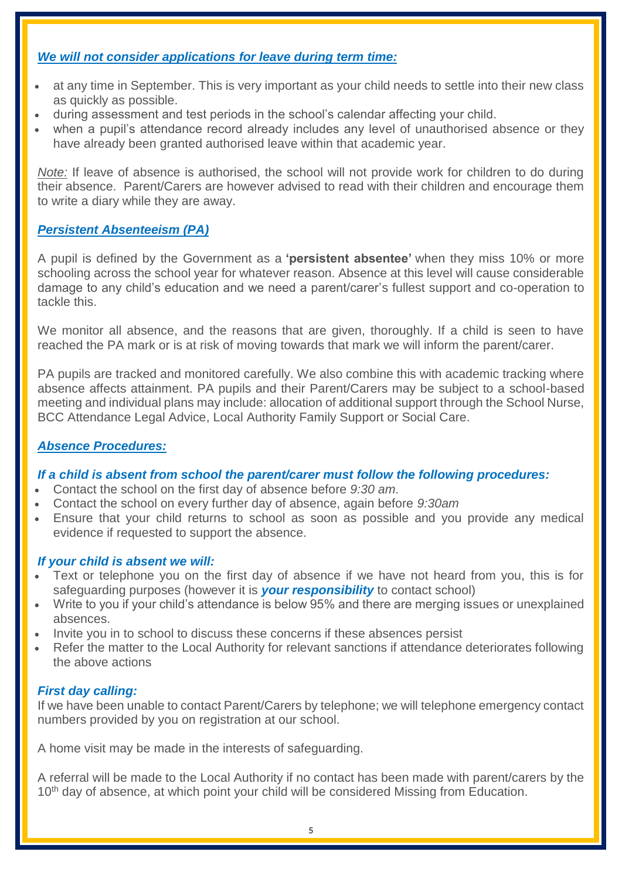***We will not consider applications for leave during term time:***

- at any time in September. This is very important as your child needs to settle into their new class as quickly as possible.
- during assessment and test periods in the school's calendar affecting your child.
- when a pupil's attendance record already includes any level of unauthorised absence or they have already been granted authorised leave within that academic year.

*Note:* If leave of absence is authorised, the school will not provide work for children to do during their absence. Parent/Carers are however advised to read with their children and encourage them to write a diary while they are away.

***Persistent Absenteeism (PA)***

A pupil is defined by the Government as a **'persistent absentee'** when they miss 10% or more schooling across the school year for whatever reason. Absence at this level will cause considerable damage to any child's education and we need a parent/carer's fullest support and co-operation to tackle this.

We monitor all absence, and the reasons that are given, thoroughly. If a child is seen to have reached the PA mark or is at risk of moving towards that mark we will inform the parent/carer.

PA pupils are tracked and monitored carefully. We also combine this with academic tracking where absence affects attainment. PA pupils and their Parent/Carers may be subject to a school-based meeting and individual plans may include: allocation of additional support through the School Nurse, BCC Attendance Legal Advice, Local Authority Family Support or Social Care.

***Absence Procedures:***

***If a child is absent from school the parent/carer must follow the following procedures:***

- Contact the school on the first day of absence before *9:30 am*.
- Contact the school on every further day of absence, again before *9:30am*
- Ensure that your child returns to school as soon as possible and you provide any medical evidence if requested to support the absence.

***If your child is absent we will:***

- Text or telephone you on the first day of absence if we have not heard from you, this is for safeguarding purposes (however it is ***your responsibility*** to contact school)
- Write to you if your child's attendance is below 95% and there are merging issues or unexplained absences.
- Invite you in to school to discuss these concerns if these absences persist
- Refer the matter to the Local Authority for relevant sanctions if attendance deteriorates following the above actions

***First day calling:***

If we have been unable to contact Parent/Carers by telephone; we will telephone emergency contact numbers provided by you on registration at our school.

A home visit may be made in the interests of safeguarding.

A referral will be made to the Local Authority if no contact has been made with parent/carers by the 10th day of absence, at which point your child will be considered Missing from Education.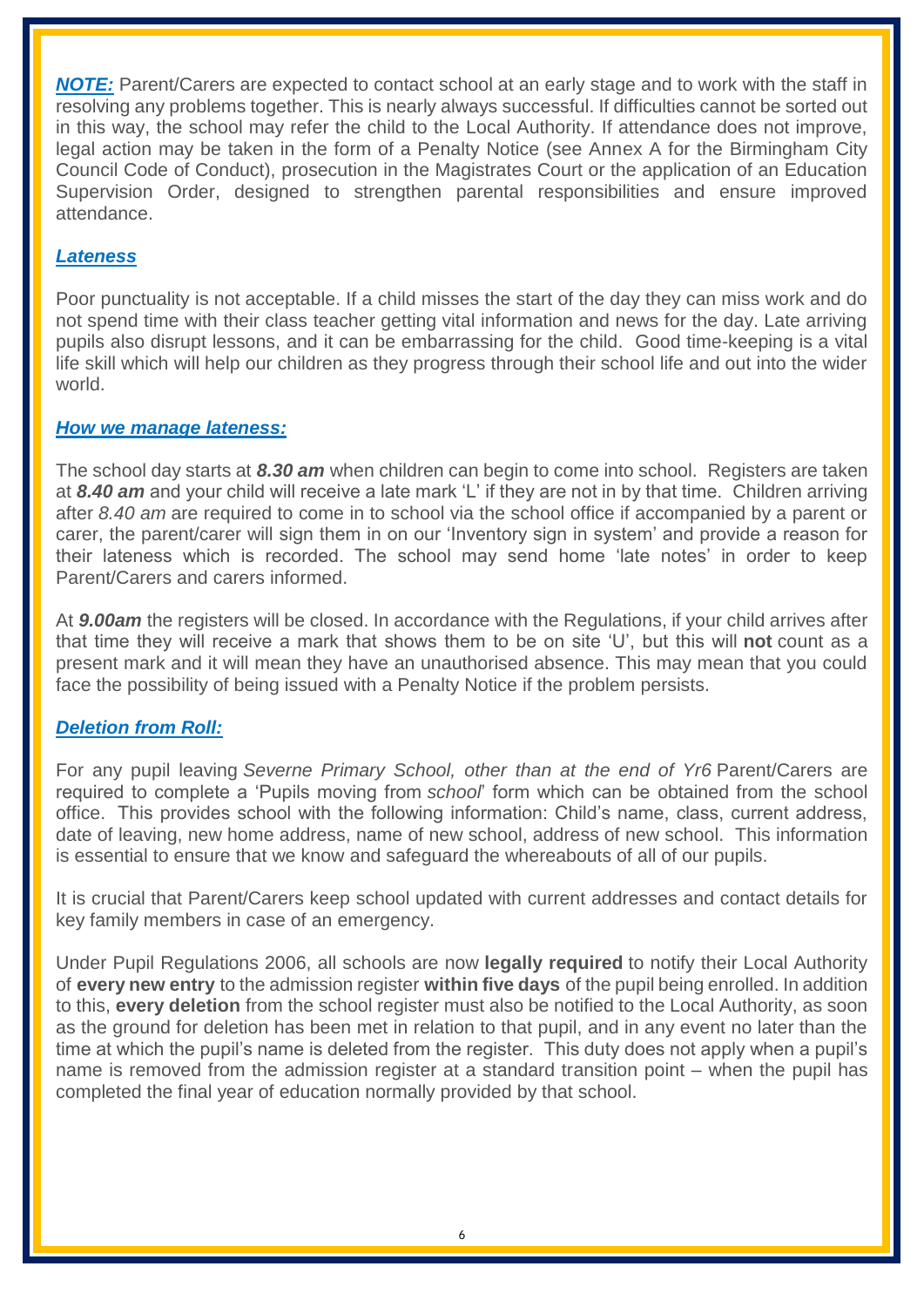***NOTE:*** Parent/Carers are expected to contact school at an early stage and to work with the staff in resolving any problems together. This is nearly always successful. If difficulties cannot be sorted out in this way, the school may refer the child to the Local Authority. If attendance does not improve, legal action may be taken in the form of a Penalty Notice (see Annex A for the Birmingham City Council Code of Conduct), prosecution in the Magistrates Court or the application of an Education Supervision Order, designed to strengthen parental responsibilities and ensure improved attendance.

### ***Lateness***

Poor punctuality is not acceptable. If a child misses the start of the day they can miss work and do not spend time with their class teacher getting vital information and news for the day. Late arriving pupils also disrupt lessons, and it can be embarrassing for the child. Good time-keeping is a vital life skill which will help our children as they progress through their school life and out into the wider world.

### ***How we manage lateness:***

The school day starts at ***8.30 am*** when children can begin to come into school. Registers are taken at ***8.40 am*** and your child will receive a late mark 'L' if they are not in by that time. Children arriving after *8.40 am* are required to come in to school via the school office if accompanied by a parent or carer, the parent/carer will sign them in on our 'Inventory sign in system' and provide a reason for their lateness which is recorded. The school may send home 'late notes' in order to keep Parent/Carers and carers informed.

At ***9.00am*** the registers will be closed. In accordance with the Regulations, if your child arrives after that time they will receive a mark that shows them to be on site 'U', but this will **not** count as a present mark and it will mean they have an unauthorised absence. This may mean that you could face the possibility of being issued with a Penalty Notice if the problem persists.

### ***Deletion from Roll:***

For any pupil leaving *Severne Primary School, other than at the end of Yr6* Parent/Carers are required to complete a 'Pupils moving from *school*' form which can be obtained from the school office. This provides school with the following information: Child's name, class, current address, date of leaving, new home address, name of new school, address of new school. This information is essential to ensure that we know and safeguard the whereabouts of all of our pupils.

It is crucial that Parent/Carers keep school updated with current addresses and contact details for key family members in case of an emergency.

Under Pupil Regulations 2006, all schools are now **legally required** to notify their Local Authority of **every new entry** to the admission register **within five days** of the pupil being enrolled. In addition to this, **every deletion** from the school register must also be notified to the Local Authority, as soon as the ground for deletion has been met in relation to that pupil, and in any event no later than the time at which the pupil's name is deleted from the register. This duty does not apply when a pupil's name is removed from the admission register at a standard transition point – when the pupil has completed the final year of education normally provided by that school.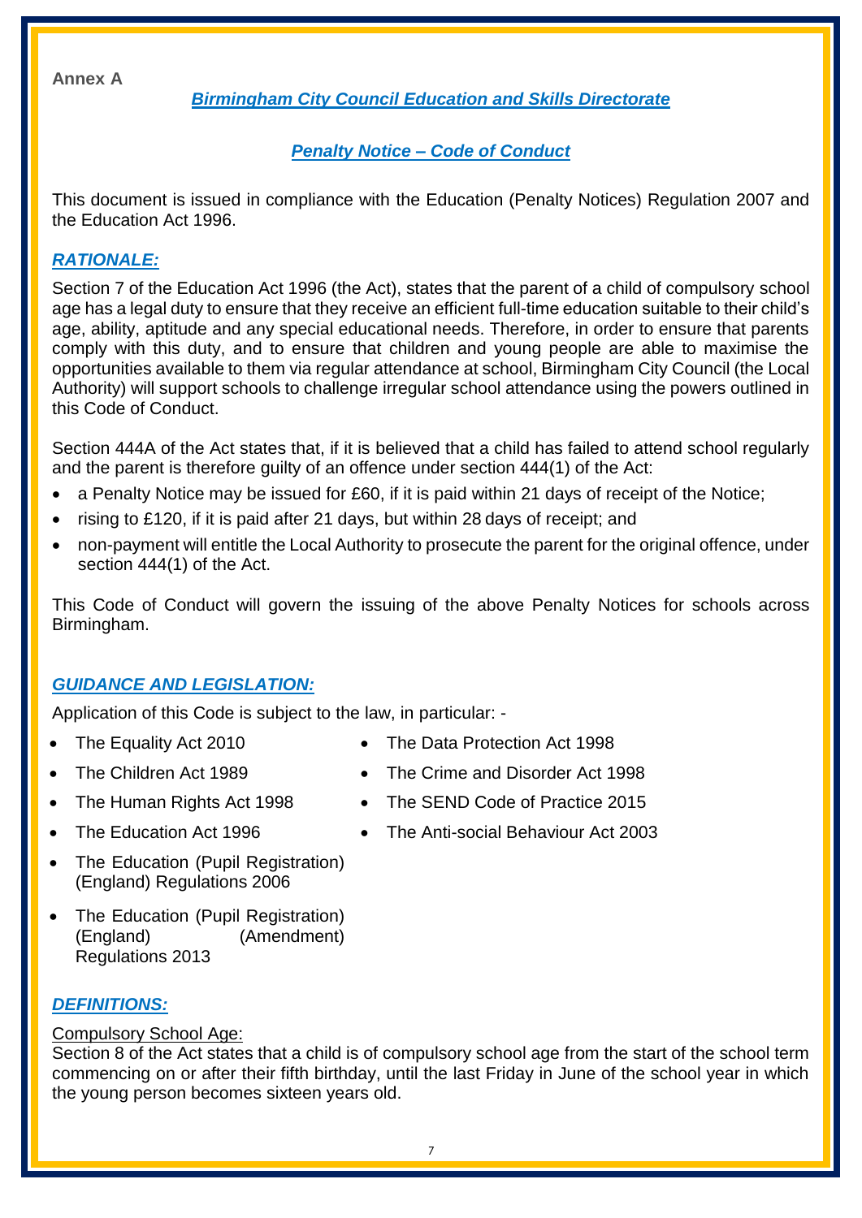**Annex A**

## *Birmingham City Council Education and Skills Directorate*

## *Penalty Notice – Code of Conduct*

This document is issued in compliance with the Education (Penalty Notices) Regulation 2007 and the Education Act 1996.

### *RATIONALE:*

Section 7 of the Education Act 1996 (the Act), states that the parent of a child of compulsory school age has a legal duty to ensure that they receive an efficient full-time education suitable to their child's age, ability, aptitude and any special educational needs. Therefore, in order to ensure that parents comply with this duty, and to ensure that children and young people are able to maximise the opportunities available to them via regular attendance at school, Birmingham City Council (the Local Authority) will support schools to challenge irregular school attendance using the powers outlined in this Code of Conduct.

Section 444A of the Act states that, if it is believed that a child has failed to attend school regularly and the parent is therefore guilty of an offence under section 444(1) of the Act:

- a Penalty Notice may be issued for £60, if it is paid within 21 days of receipt of the Notice;
- rising to £120, if it is paid after 21 days, but within 28 days of receipt; and
- non-payment will entitle the Local Authority to prosecute the parent for the original offence, under section 444(1) of the Act.

This Code of Conduct will govern the issuing of the above Penalty Notices for schools across Birmingham.

### *GUIDANCE AND LEGISLATION:*

Application of this Code is subject to the law, in particular: -

- The Equality Act 2010
- The Children Act 1989
- The Human Rights Act 1998
- The Education Act 1996
- The Education (Pupil Registration) (England) Regulations 2006
- The Education (Pupil Registration) (England) (Amendment) Regulations 2013
- The Data Protection Act 1998
- The Crime and Disorder Act 1998
- The SEND Code of Practice 2015
- The Anti-social Behaviour Act 2003

### *DEFINITIONS:*

Compulsory School Age:
Section 8 of the Act states that a child is of compulsory school age from the start of the school term commencing on or after their fifth birthday, until the last Friday in June of the school year in which the young person becomes sixteen years old.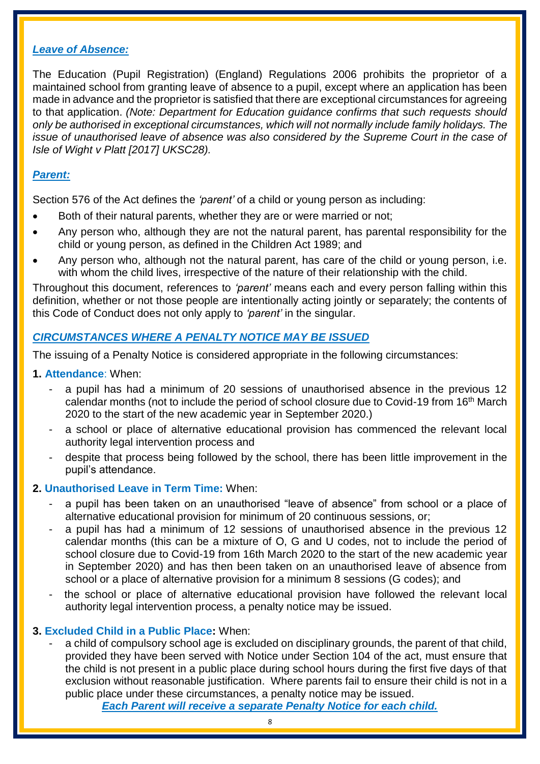***Leave of Absence:***

The Education (Pupil Registration) (England) Regulations 2006 prohibits the proprietor of a maintained school from granting leave of absence to a pupil, except where an application has been made in advance and the proprietor is satisfied that there are exceptional circumstances for agreeing to that application. *(Note: Department for Education guidance confirms that such requests should only be authorised in exceptional circumstances, which will not normally include family holidays. The issue of unauthorised leave of absence was also considered by the Supreme Court in the case of Isle of Wight v Platt [2017] UKSC28).*

***Parent:***

Section 576 of the Act defines the *'parent'* of a child or young person as including:

- Both of their natural parents, whether they are or were married or not;
- Any person who, although they are not the natural parent, has parental responsibility for the child or young person, as defined in the Children Act 1989; and
- Any person who, although not the natural parent, has care of the child or young person, i.e. with whom the child lives, irrespective of the nature of their relationship with the child.

Throughout this document, references to *'parent'* means each and every person falling within this definition, whether or not those people are intentionally acting jointly or separately; the contents of this Code of Conduct does not only apply to *'parent'* in the singular.

***CIRCUMSTANCES WHERE A PENALTY NOTICE MAY BE ISSUED***

The issuing of a Penalty Notice is considered appropriate in the following circumstances:

**1. Attendance**: When:

- a pupil has had a minimum of 20 sessions of unauthorised absence in the previous 12 calendar months (not to include the period of school closure due to Covid-19 from 16th March 2020 to the start of the new academic year in September 2020.)
- a school or place of alternative educational provision has commenced the relevant local authority legal intervention process and
- despite that process being followed by the school, there has been little improvement in the pupil's attendance.

**2. Unauthorised Leave in Term Time:** When:

- a pupil has been taken on an unauthorised "leave of absence" from school or a place of alternative educational provision for minimum of 20 continuous sessions, or;
- a pupil has had a minimum of 12 sessions of unauthorised absence in the previous 12 calendar months (this can be a mixture of O, G and U codes, not to include the period of school closure due to Covid-19 from 16th March 2020 to the start of the new academic year in September 2020) and has then been taken on an unauthorised leave of absence from school or a place of alternative provision for a minimum 8 sessions (G codes); and
- the school or place of alternative educational provision have followed the relevant local authority legal intervention process, a penalty notice may be issued.

**3. Excluded Child in a Public Place:** When:

- a child of compulsory school age is excluded on disciplinary grounds, the parent of that child, provided they have been served with Notice under Section 104 of the act, must ensure that the child is not present in a public place during school hours during the first five days of that exclusion without reasonable justification. Where parents fail to ensure their child is not in a public place under these circumstances, a penalty notice may be issued.

***Each Parent will receive a separate Penalty Notice for each child.***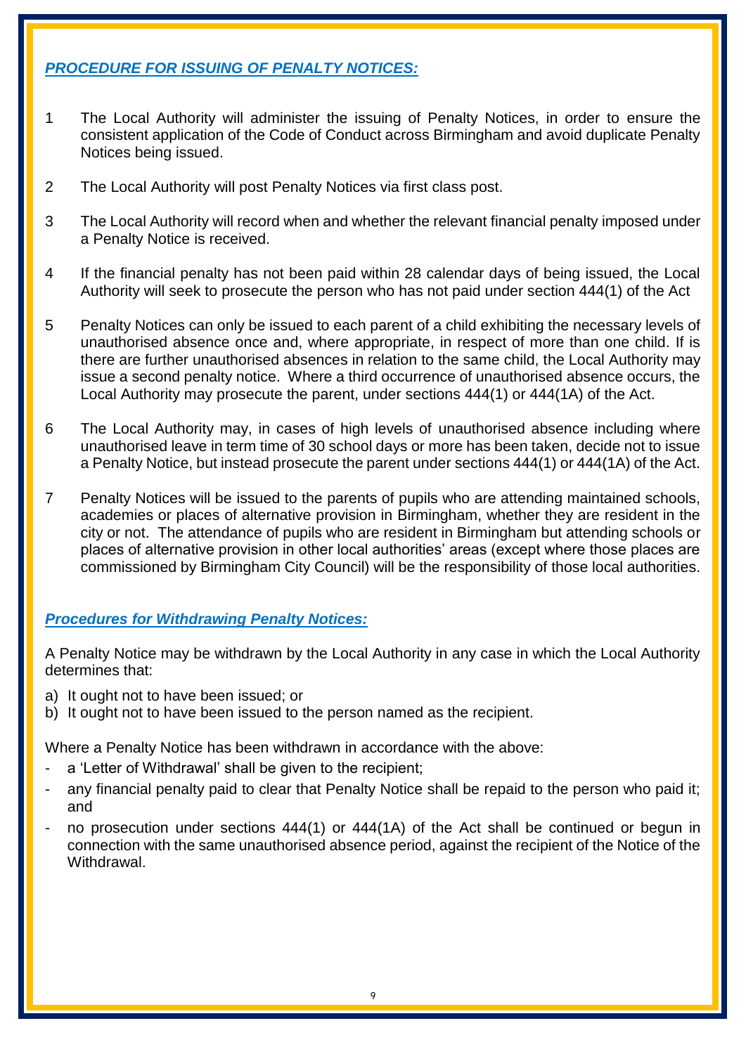## ***PROCEDURE FOR ISSUING OF PENALTY NOTICES:***

1. The Local Authority will administer the issuing of Penalty Notices, in order to ensure the consistent application of the Code of Conduct across Birmingham and avoid duplicate Penalty Notices being issued.

2. The Local Authority will post Penalty Notices via first class post.

3. The Local Authority will record when and whether the relevant financial penalty imposed under a Penalty Notice is received.

4. If the financial penalty has not been paid within 28 calendar days of being issued, the Local Authority will seek to prosecute the person who has not paid under section 444(1) of the Act

5. Penalty Notices can only be issued to each parent of a child exhibiting the necessary levels of unauthorised absence once and, where appropriate, in respect of more than one child. If is there are further unauthorised absences in relation to the same child, the Local Authority may issue a second penalty notice. Where a third occurrence of unauthorised absence occurs, the Local Authority may prosecute the parent, under sections 444(1) or 444(1A) of the Act.

6. The Local Authority may, in cases of high levels of unauthorised absence including where unauthorised leave in term time of 30 school days or more has been taken, decide not to issue a Penalty Notice, but instead prosecute the parent under sections 444(1) or 444(1A) of the Act.

7. Penalty Notices will be issued to the parents of pupils who are attending maintained schools, academies or places of alternative provision in Birmingham, whether they are resident in the city or not. The attendance of pupils who are resident in Birmingham but attending schools or places of alternative provision in other local authorities' areas (except where those places are commissioned by Birmingham City Council) will be the responsibility of those local authorities.

## ***Procedures for Withdrawing Penalty Notices:***

A Penalty Notice may be withdrawn by the Local Authority in any case in which the Local Authority determines that:

a) It ought not to have been issued; or
b) It ought not to have been issued to the person named as the recipient.

Where a Penalty Notice has been withdrawn in accordance with the above:

- a 'Letter of Withdrawal' shall be given to the recipient;
- any financial penalty paid to clear that Penalty Notice shall be repaid to the person who paid it; and
- no prosecution under sections 444(1) or 444(1A) of the Act shall be continued or begun in connection with the same unauthorised absence period, against the recipient of the Notice of the Withdrawal.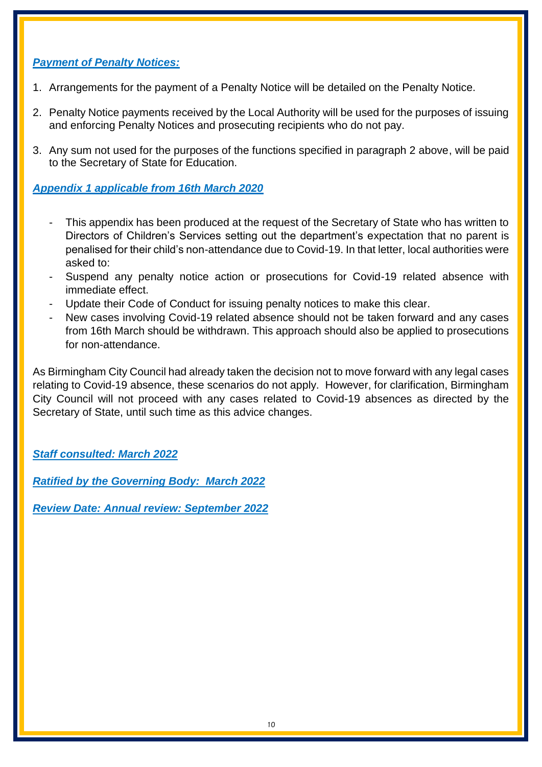***Payment of Penalty Notices:***

1. Arrangements for the payment of a Penalty Notice will be detailed on the Penalty Notice.
2. Penalty Notice payments received by the Local Authority will be used for the purposes of issuing and enforcing Penalty Notices and prosecuting recipients who do not pay.
3. Any sum not used for the purposes of the functions specified in paragraph 2 above, will be paid to the Secretary of State for Education.

***Appendix 1 applicable from 16th March 2020***

- This appendix has been produced at the request of the Secretary of State who has written to Directors of Children's Services setting out the department's expectation that no parent is penalised for their child's non-attendance due to Covid-19. In that letter, local authorities were asked to:
- Suspend any penalty notice action or prosecutions for Covid-19 related absence with immediate effect.
- Update their Code of Conduct for issuing penalty notices to make this clear.
- New cases involving Covid-19 related absence should not be taken forward and any cases from 16th March should be withdrawn. This approach should also be applied to prosecutions for non-attendance.

As Birmingham City Council had already taken the decision not to move forward with any legal cases relating to Covid-19 absence, these scenarios do not apply. However, for clarification, Birmingham City Council will not proceed with any cases related to Covid-19 absences as directed by the Secretary of State, until such time as this advice changes.

***Staff consulted: March 2022***

***Ratified by the Governing Body: March 2022***

***Review Date: Annual review: September 2022***